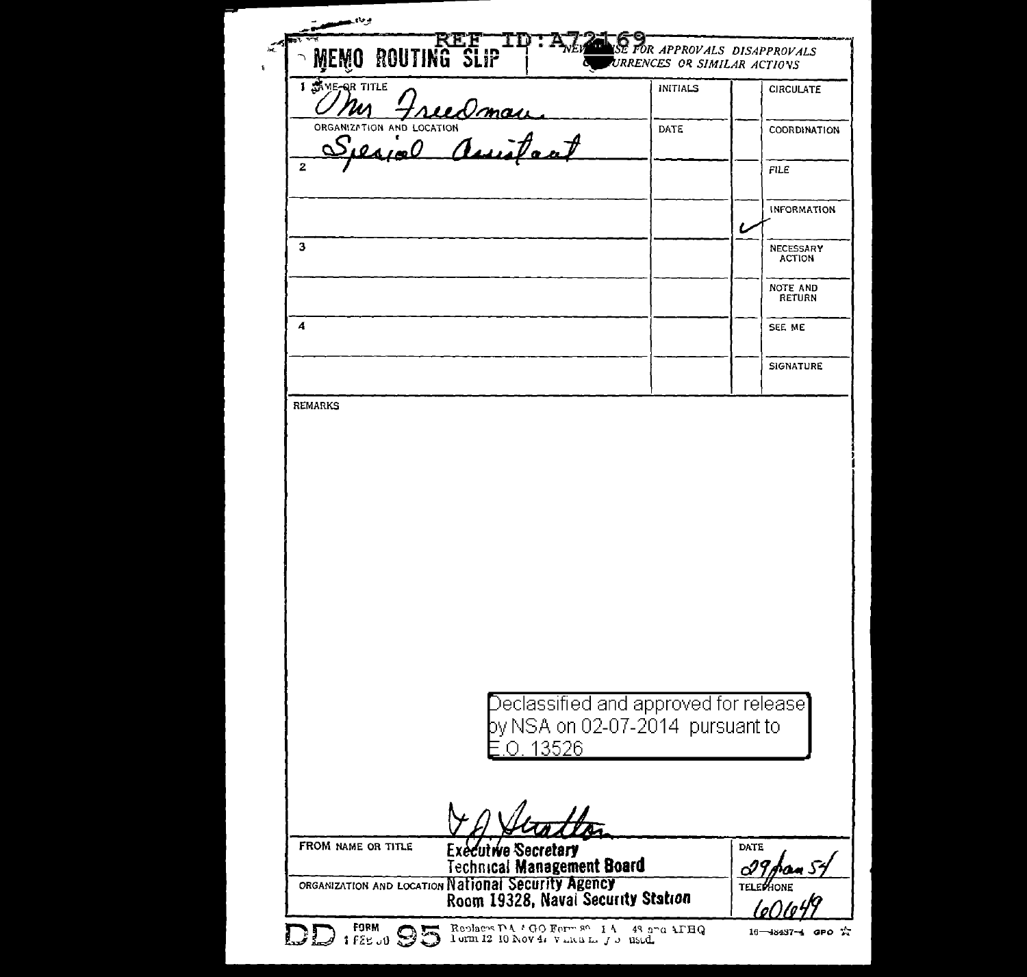REF ID:A72169

# MEMO ROUTING SLIP

NEVER USE FOR APPROVALS DISAPPROVALS CONCURRENCES OR SIMILAR ACTIONS

| | INITIALS | | |
|---|---|---|---|
| 1 NAME OR TITLE<br>Mr Freedman | | | CIRCULATE |
| ORGANIZATION AND LOCATION<br>Special Assistant | DATE | | COORDINATION |
| 2 | | | FILE |
| | | ✓ | INFORMATION |
| 3 | | | NECESSARY ACTION |
| | | | NOTE AND RETURN |
| 4 | | | SEE ME |
| | | | SIGNATURE |

REMARKS

Declassified and approved for release by NSA on 02-07-2014 pursuant to E.O. 13526

V J Stratton

| | | |
|---|---|---|
| FROM NAME OR TITLE | Executive Secretary<br>Technical Management Board | DATE<br>29 Jan 54 |
| ORGANIZATION AND LOCATION | National Security Agency<br>Room 19328, Naval Security Station | TELEPHONE<br>60649 |

DD FORM 1 FEB 50 95 Replaces DA AGO Form 89 1 Apr 48 and AFHQ Form 12 10 Nov 47 which may be used. 16—48487-4 GPO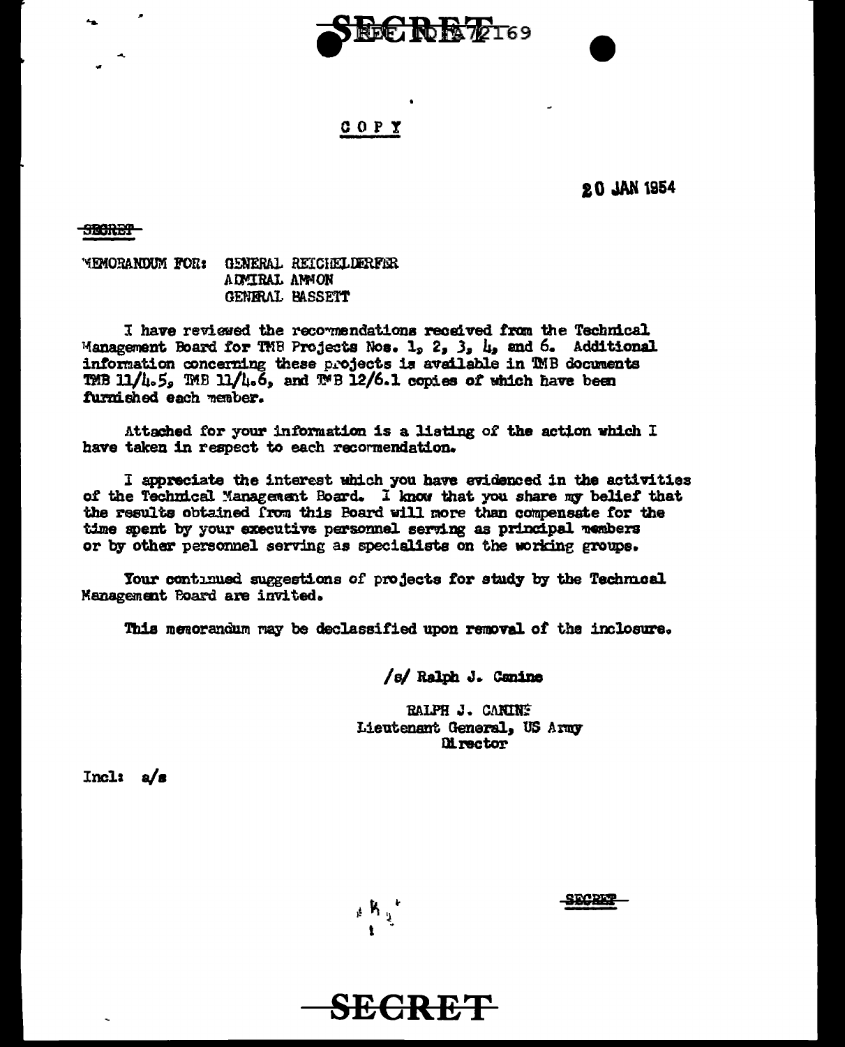SECRET REF ID:A72169

COPY

20 JAN 1954

~~SECRET~~

MEMORANDUM FOR: GENERAL REICHELDERFER
ADMIRAL AMMON
GENERAL BASSETT

I have reviewed the recommendations received from the Technical Management Board for TMB Projects Nos. 1, 2, 3, 4, and 6. Additional information concerning these projects is available in TMB documents TMB 11/4.5, TMB 11/4.6, and TMB 12/6.1 copies of which have been furnished each member.

Attached for your information is a listing of the action which I have taken in respect to each recommendation.

I appreciate the interest which you have evidenced in the activities of the Technical Management Board. I know that you share my belief that the results obtained from this Board will more than compensate for the time spent by your executive personnel serving as principal members or by other personnel serving as specialists on the working groups.

Your continued suggestions of projects for study by the Technical Management Board are invited.

This memorandum may be declassified upon removal of the inclosure.

/s/ Ralph J. Canine

RALPH J. CANINE
Lieutenant General, US Army
Director

Incl: a/s

~~SECRET~~

SECRET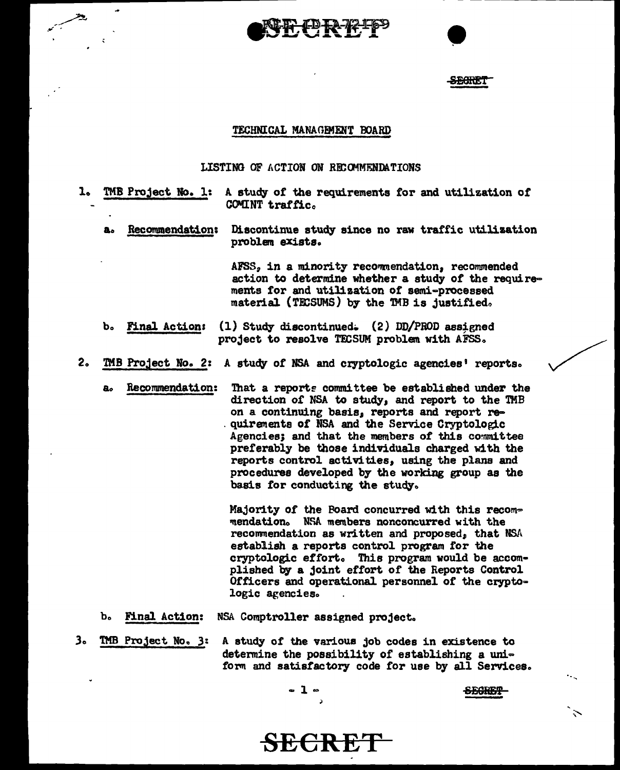## TECHNICAL MANAGEMENT BOARD

### LISTING OF ACTION ON RECOMMENDATIONS

1. TMB Project No. 1: A study of the requirements for and utilization of COMINT traffic.

   a. Recommendation: Discontinue study since no raw traffic utilization problem exists.

      AFSS, in a minority recommendation, recommended action to determine whether a study of the requirements for and utilization of semi-processed material (TECSUMS) by the TMB is justified.

   b. Final Action: (1) Study discontinued. (2) DD/PROD assigned project to resolve TECSUM problem with AFSS.

2. TMB Project No. 2: A study of NSA and cryptologic agencies' reports.

   a. Recommendation: That a reports committee be established under the direction of NSA to study, and report to the TMB on a continuing basis, reports and report requirements of NSA and the Service Cryptologic Agencies; and that the members of this committee preferably be those individuals charged with the reports control activities, using the plans and procedures developed by the working group as the basis for conducting the study.

      Majority of the Board concurred with this recommendation. NSA members nonconcurred with the recommendation as written and proposed, that NSA establish a reports control program for the cryptologic effort. This program would be accomplished by a joint effort of the Reports Control Officers and operational personnel of the cryptologic agencies.

   b. Final Action: NSA Comptroller assigned project.

3. TMB Project No. 3: A study of the various job codes in existence to determine the possibility of establishing a uniform and satisfactory code for use by all Services.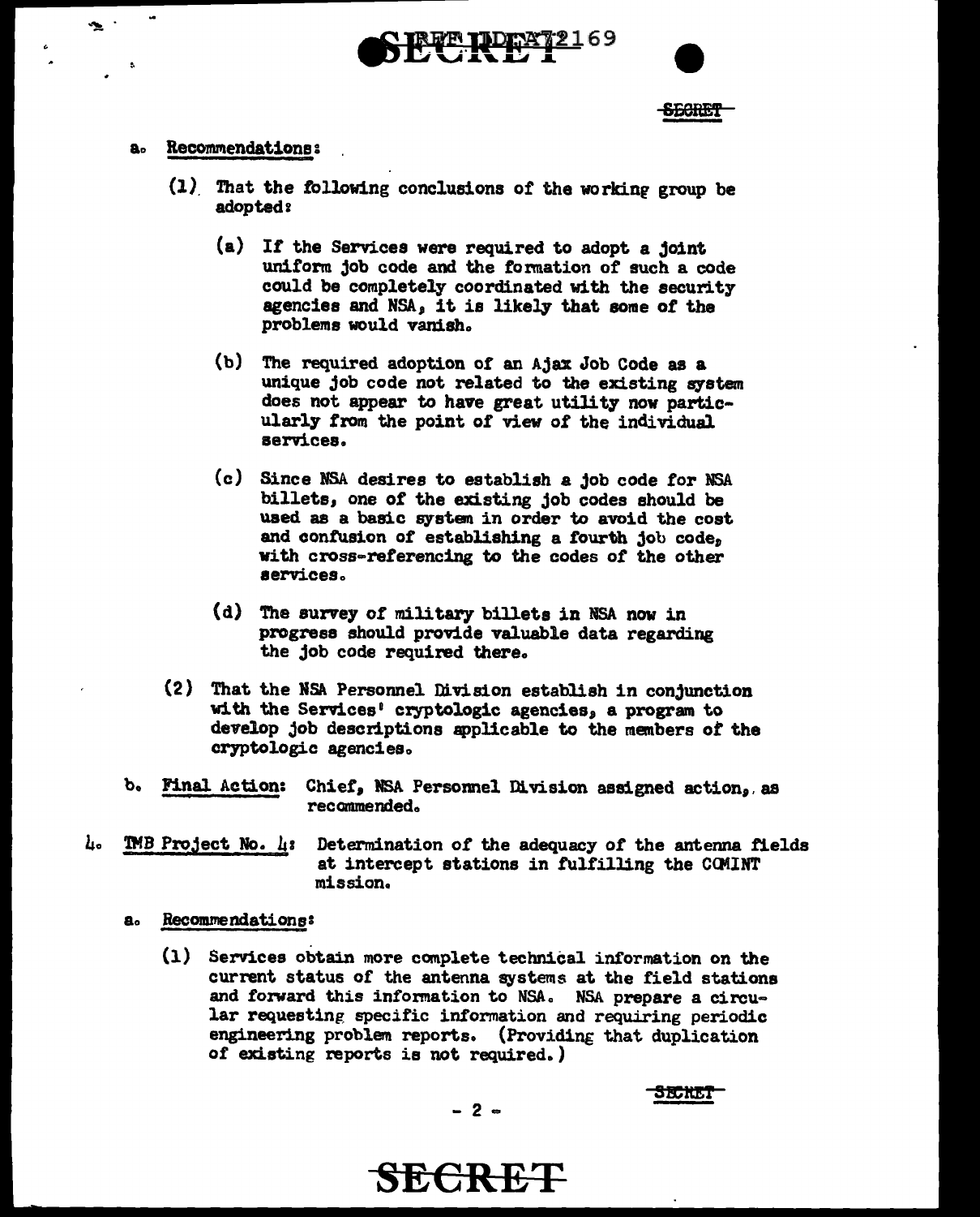a. Recommendations:

(1) That the following conclusions of the working group be adopted:

(a) If the Services were required to adopt a joint uniform job code and the formation of such a code could be completely coordinated with the security agencies and NSA, it is likely that some of the problems would vanish.

(b) The required adoption of an Ajax Job Code as a unique job code not related to the existing system does not appear to have great utility now particularly from the point of view of the individual services.

(c) Since NSA desires to establish a job code for NSA billets, one of the existing job codes should be used as a basic system in order to avoid the cost and confusion of establishing a fourth job code, with cross-referencing to the codes of the other services.

(d) The survey of military billets in NSA now in progress should provide valuable data regarding the job code required there.

(2) That the NSA Personnel Division establish in conjunction with the Services' cryptologic agencies, a program to develop job descriptions applicable to the members of the cryptologic agencies.

b. Final Action: Chief, NSA Personnel Division assigned action, as recommended.

4. TMB Project No. 4: Determination of the adequacy of the antenna fields at intercept stations in fulfilling the COMINT mission.

a. Recommendations:

(1) Services obtain more complete technical information on the current status of the antenna systems at the field stations and forward this information to NSA. NSA prepare a circular requesting specific information and requiring periodic engineering problem reports. (Providing that duplication of existing reports is not required.)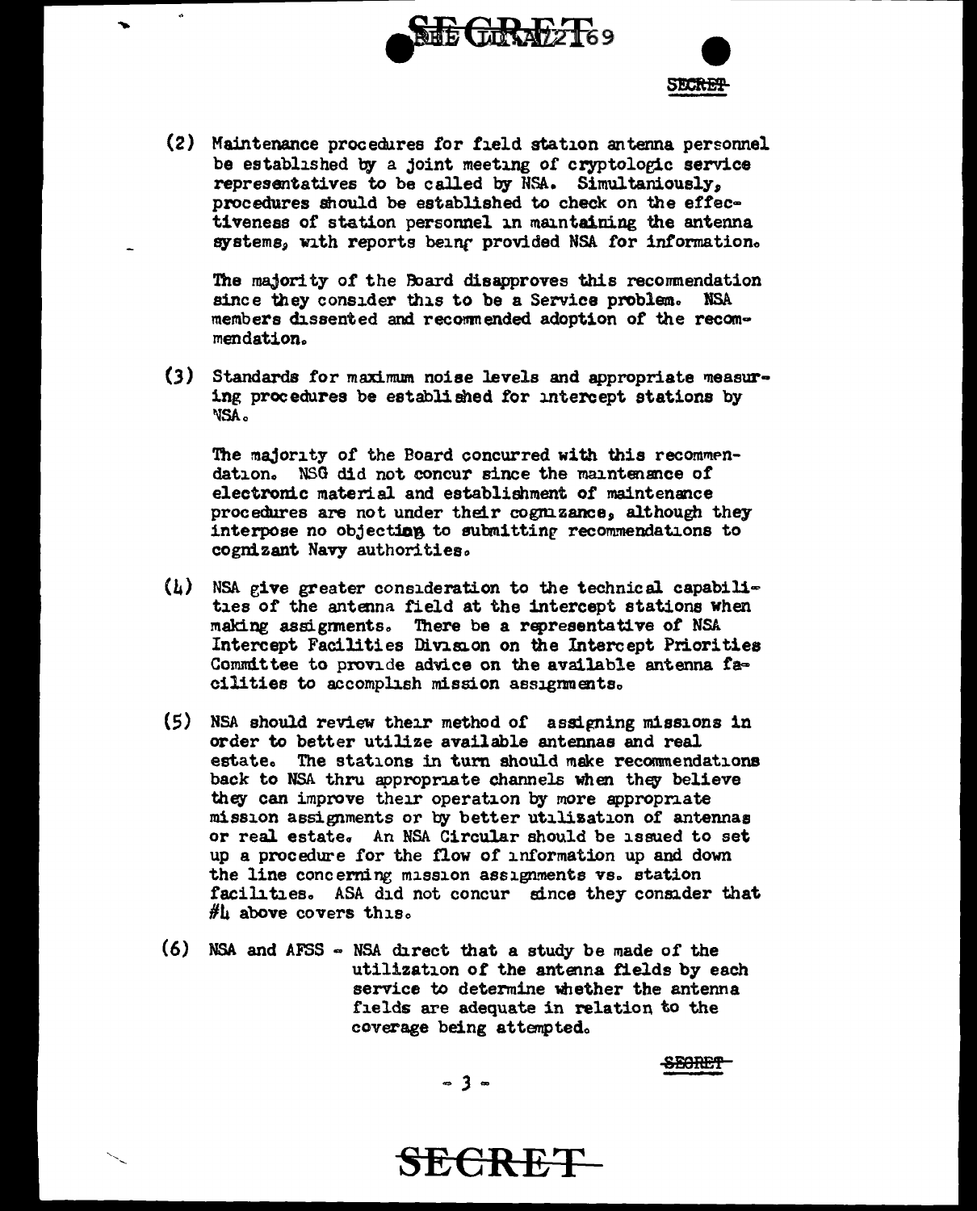(2) Maintenance procedures for field station antenna personnel be established by a joint meeting of cryptologic service representatives to be called by NSA. Simultaniously, procedures should be established to check on the effectiveness of station personnel in maintaining the antenna systems, with reports being provided NSA for information.

The majority of the Board disapproves this recommendation since they consider this to be a Service problem. NSA members dissented and recommended adoption of the recommendation.

(3) Standards for maximum noise levels and appropriate measuring procedures be established for intercept stations by NSA.

The majority of the Board concurred with this recommendation. NSG did not concur since the maintenance of electronic material and establishment of maintenance procedures are not under their cognizance, although they interpose no objection to submitting recommendations to cognizant Navy authorities.

(4) NSA give greater consideration to the technical capabilities of the antenna field at the intercept stations when making assignments. There be a representative of NSA Intercept Facilities Division on the Intercept Priorities Committee to provide advice on the available antenna facilities to accomplish mission assignments.

(5) NSA should review their method of assigning missions in order to better utilize available antennas and real estate. The stations in turn should make recommendations back to NSA thru appropriate channels when they believe they can improve their operation by more appropriate mission assignments or by better utilization of antennas or real estate. An NSA Circular should be issued to set up a procedure for the flow of information up and down the line concerning mission assignments vs. station facilities. ASA did not concur since they consider that #4 above covers this.

(6) NSA and AFSS - NSA direct that a study be made of the utilization of the antenna fields by each service to determine whether the antenna fields are adequate in relation to the coverage being attempted.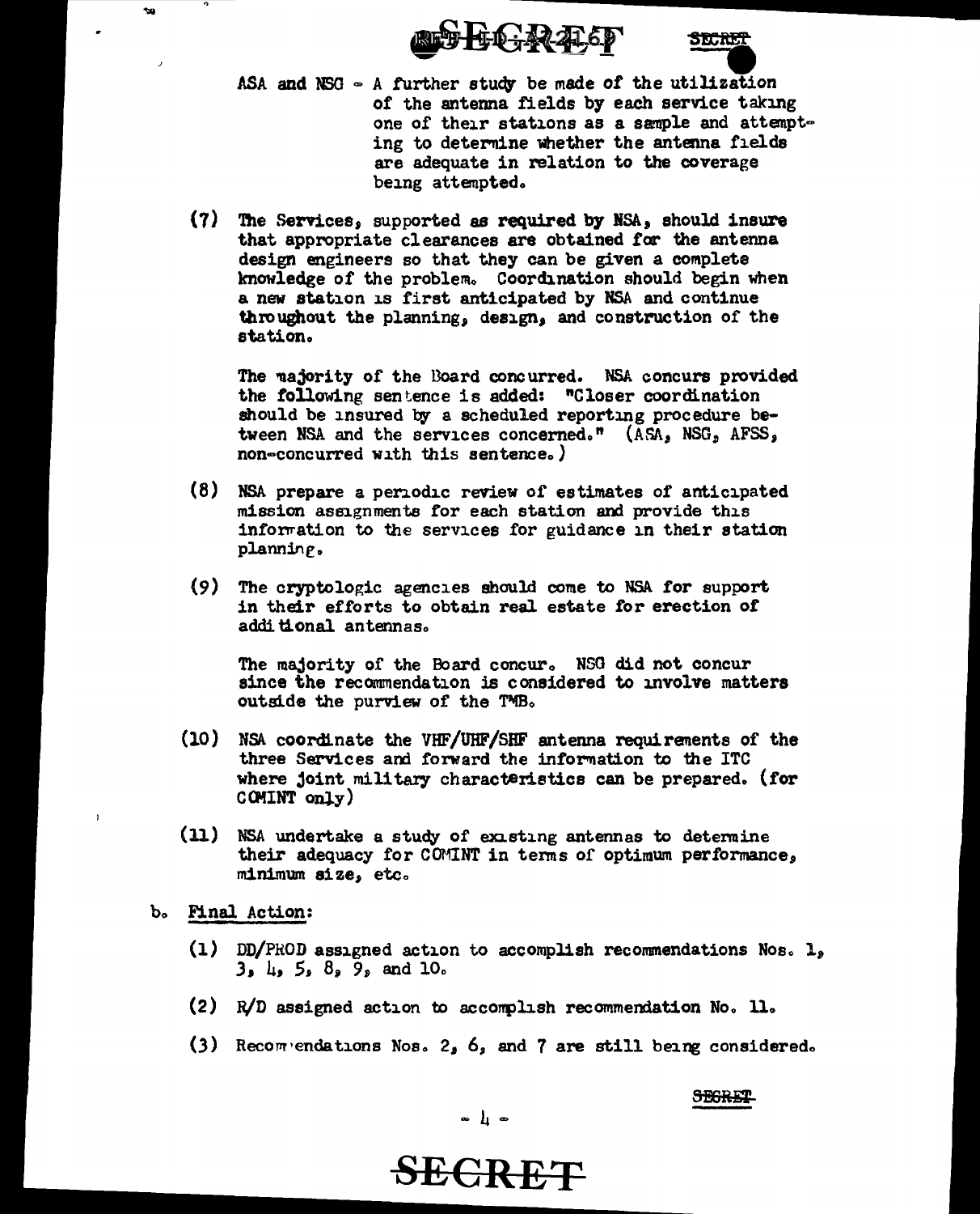ASA and NSG - A further study be made of the utilization of the antenna fields by each service taking one of their stations as a sample and attempting to determine whether the antenna fields are adequate in relation to the coverage being attempted.

(7) The Services, supported as required by NSA, should insure that appropriate clearances are obtained for the antenna design engineers so that they can be given a complete knowledge of the problem. Coordination should begin when a new station is first anticipated by NSA and continue throughout the planning, design, and construction of the station.

The majority of the Board concurred. NSA concurs provided the following sentence is added: "Closer coordination should be insured by a scheduled reporting procedure between NSA and the services concerned." (ASA, NSG, AFSS, non-concurred with this sentence.)

(8) NSA prepare a periodic review of estimates of anticipated mission assignments for each station and provide this information to the services for guidance in their station planning.

(9) The cryptologic agencies should come to NSA for support in their efforts to obtain real estate for erection of additional antennas.

The majority of the Board concur. NSG did not concur since the recommendation is considered to involve matters outside the purview of the TMB.

(10) NSA coordinate the VHF/UHF/SHF antenna requirements of the three Services and forward the information to the ITC where joint military characteristics can be prepared. (for COMINT only)

(11) NSA undertake a study of existing antennas to determine their adequacy for COMINT in terms of optimum performance, minimum size, etc.

b. Final Action:

(1) DD/PROD assigned action to accomplish recommendations Nos. 1, 3, 4, 5, 8, 9, and 10.

(2) R/D assigned action to accomplish recommendation No. 11.

(3) Recommendations Nos. 2, 6, and 7 are still being considered.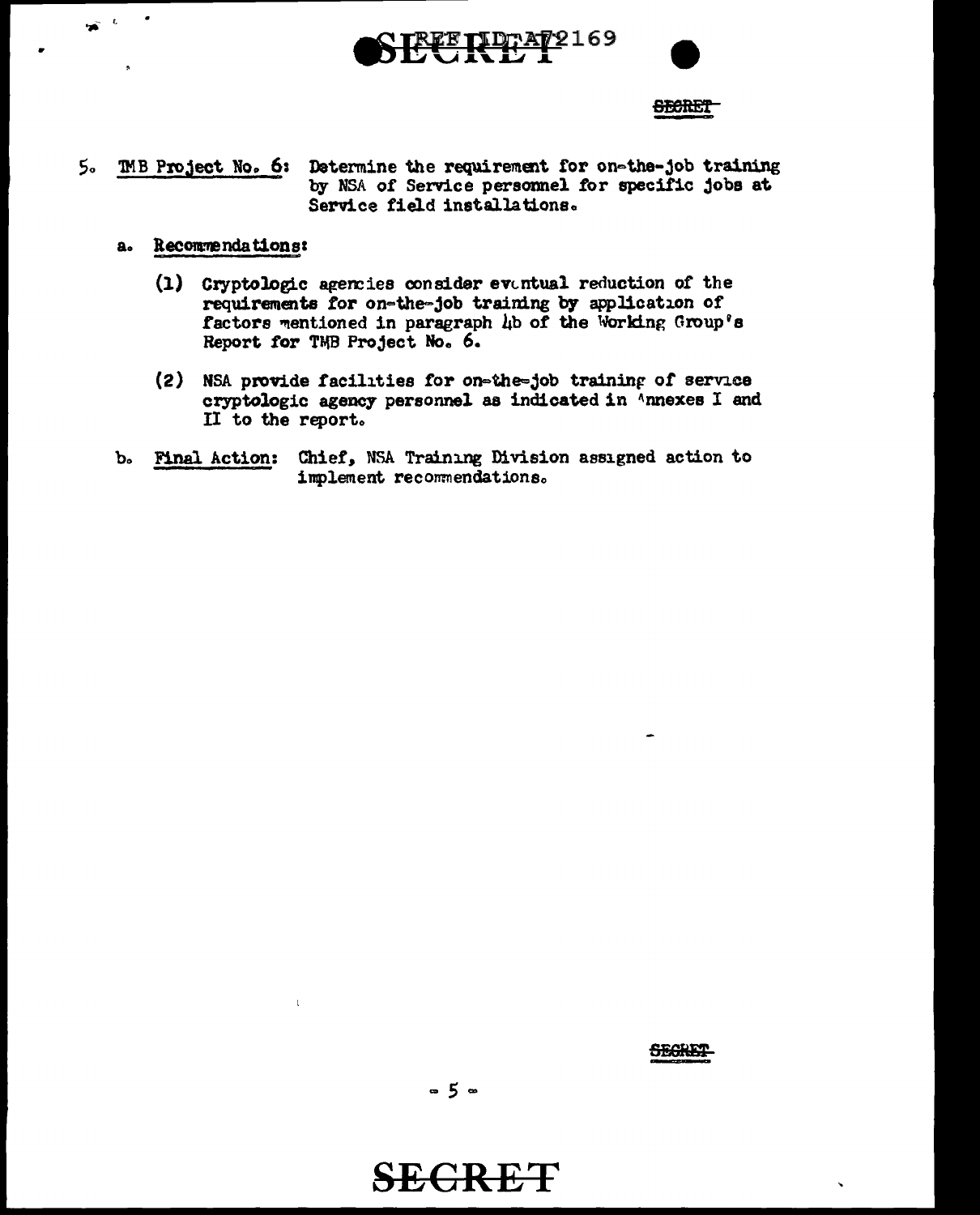5. TMB Project No. 6: Determine the requirement for on-the-job training by NSA of Service personnel for specific jobs at Service field installations.

   a. Recommendations:

      (1) Cryptologic agencies consider eventual reduction of the requirements for on-the-job training by application of factors mentioned in paragraph 4b of the Working Group's Report for TMB Project No. 6.

      (2) NSA provide facilities for on-the-job training of service cryptologic agency personnel as indicated in Annexes I and II to the report.

   b. Final Action: Chief, NSA Training Division assigned action to implement recommendations.